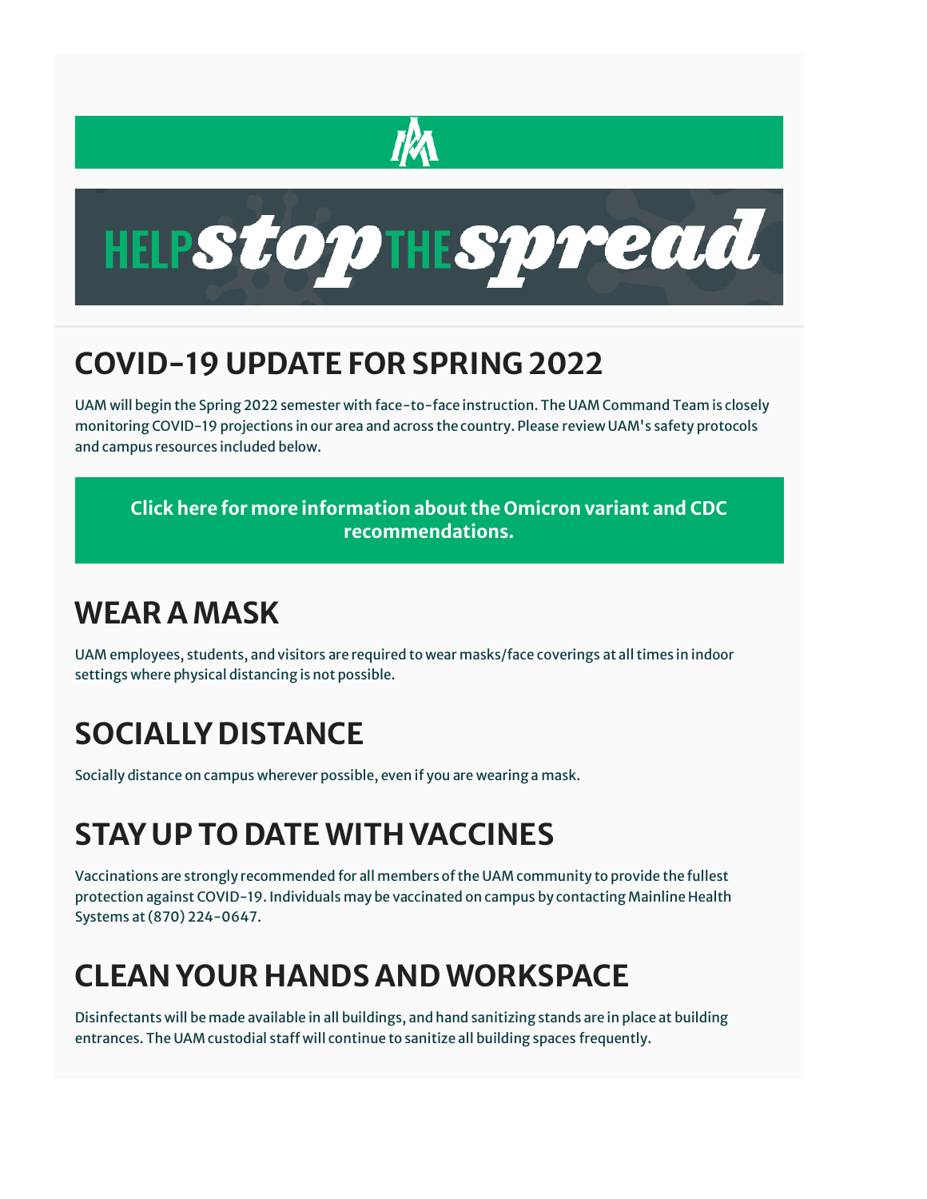# HELP stop THE spread

## COVID-19 UPDATE FOR SPRING 2022

UAM will begin the Spring 2022 semester with face-to-face instruction. The UAM Command Team is closely monitoring COVID-19 projections in our area and across the country. Please review UAM's safety protocols and campus resources included below.

**Click here for more information about the Omicron variant and CDC recommendations.**

## WEAR A MASK

UAM employees, students, and visitors are required to wear masks/face coverings at all times in indoor settings where physical distancing is not possible.

## SOCIALLY DISTANCE

Socially distance on campus wherever possible, even if you are wearing a mask.

## STAY UP TO DATE WITH VACCINES

Vaccinations are strongly recommended for all members of the UAM community to provide the fullest protection against COVID-19. Individuals may be vaccinated on campus by contacting Mainline Health Systems at (870) 224-0647.

## CLEAN YOUR HANDS AND WORKSPACE

Disinfectants will be made available in all buildings, and hand sanitizing stands are in place at building entrances. The UAM custodial staff will continue to sanitize all building spaces frequently.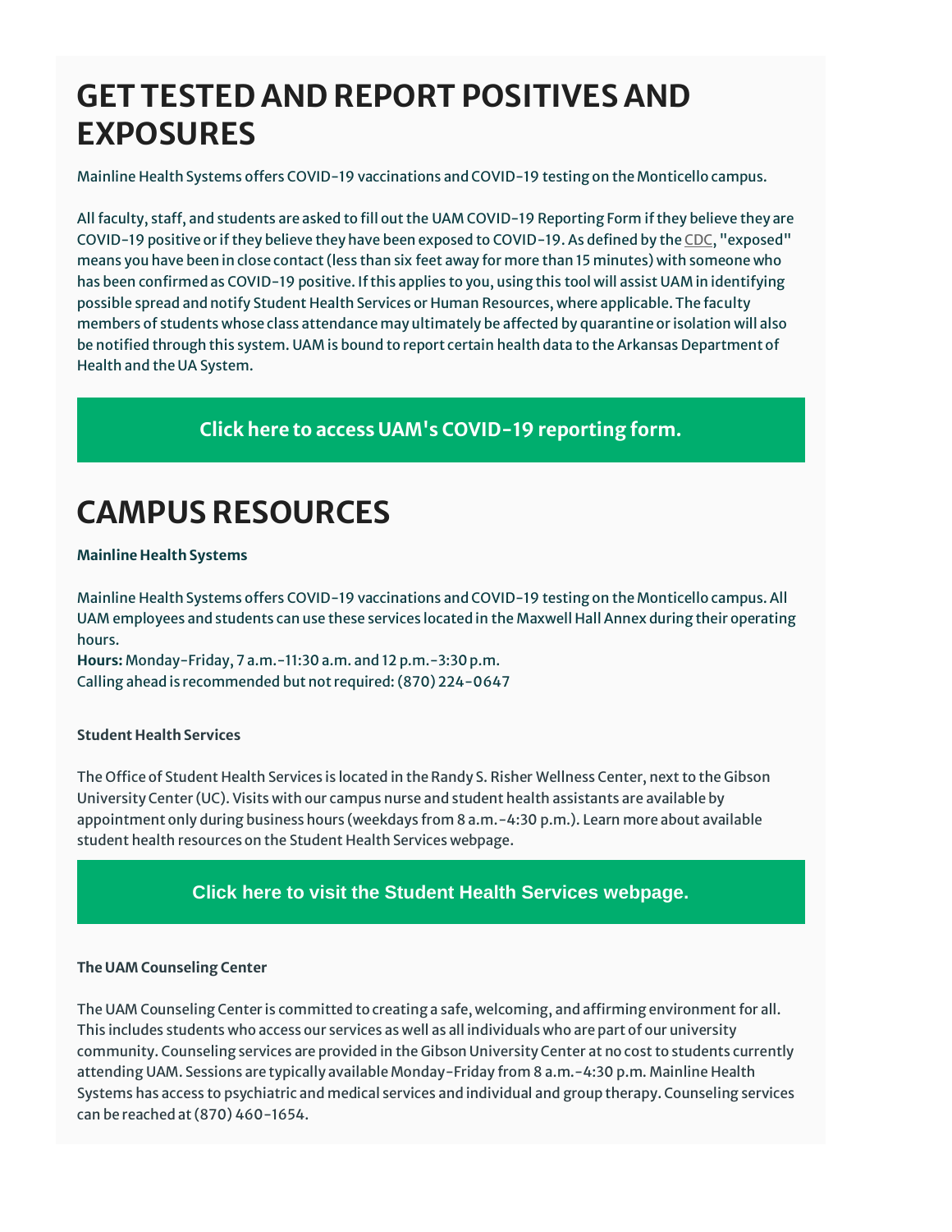# GET TESTED AND REPORT POSITIVES AND EXPOSURES

Mainline Health Systems offers COVID-19 vaccinations and COVID-19 testing on the Monticello campus.

All faculty, staff, and students are asked to fill out the UAM COVID-19 Reporting Form if they believe they are COVID-19 positive or if they believe they have been exposed to COVID-19. As defined by the CDC, "exposed" means you have been in close contact (less than six feet away for more than 15 minutes) with someone who has been confirmed as COVID-19 positive. If this applies to you, using this tool will assist UAM in identifying possible spread and notify Student Health Services or Human Resources, where applicable. The faculty members of students whose class attendance may ultimately be affected by quarantine or isolation will also be notified through this system. UAM is bound to report certain health data to the Arkansas Department of Health and the UA System.

**Click here to access UAM's COVID-19 reporting form.**

# CAMPUS RESOURCES

**Mainline Health Systems**

Mainline Health Systems offers COVID-19 vaccinations and COVID-19 testing on the Monticello campus. All UAM employees and students can use these services located in the Maxwell Hall Annex during their operating hours.
**Hours:** Monday-Friday, 7 a.m.-11:30 a.m. and 12 p.m.-3:30 p.m.
Calling ahead is recommended but not required: (870) 224-0647

**Student Health Services**

The Office of Student Health Services is located in the Randy S. Risher Wellness Center, next to the Gibson University Center (UC). Visits with our campus nurse and student health assistants are available by appointment only during business hours (weekdays from 8 a.m.-4:30 p.m.). Learn more about available student health resources on the Student Health Services webpage.

**Click here to visit the Student Health Services webpage.**

**The UAM Counseling Center**

The UAM Counseling Center is committed to creating a safe, welcoming, and affirming environment for all. This includes students who access our services as well as all individuals who are part of our university community. Counseling services are provided in the Gibson University Center at no cost to students currently attending UAM. Sessions are typically available Monday-Friday from 8 a.m.-4:30 p.m. Mainline Health Systems has access to psychiatric and medical services and individual and group therapy. Counseling services can be reached at (870) 460-1654.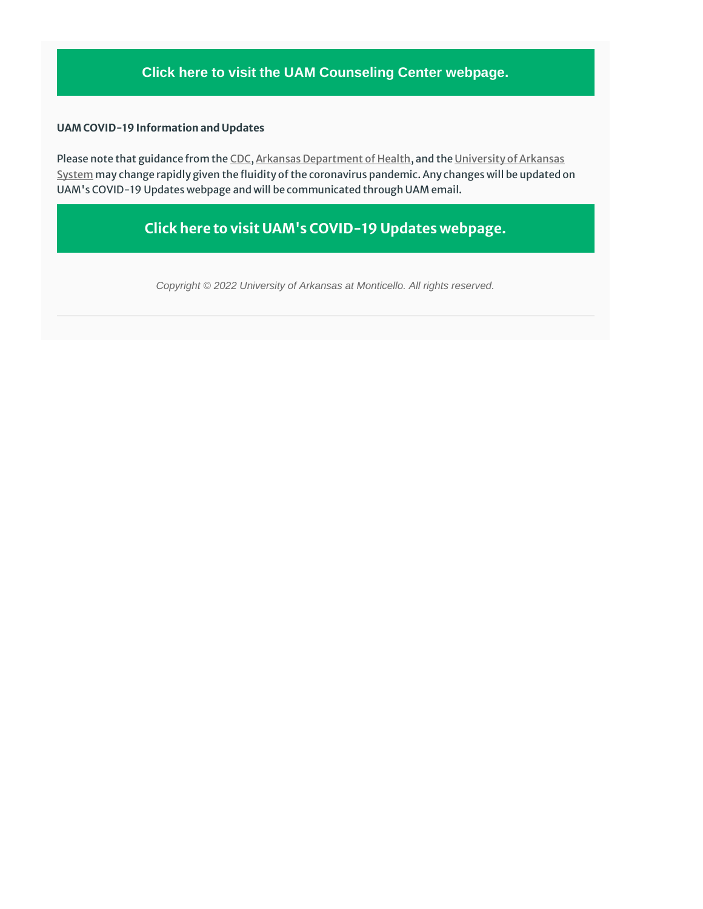**Click here to visit the UAM Counseling Center webpage.**

**UAM COVID-19 Information and Updates**

Please note that guidance from the CDC, Arkansas Department of Health, and the University of Arkansas System may change rapidly given the fluidity of the coronavirus pandemic. Any changes will be updated on UAM's COVID-19 Updates webpage and will be communicated through UAM email.

**Click here to visit UAM's COVID-19 Updates webpage.**

*Copyright © 2022 University of Arkansas at Monticello. All rights reserved.*